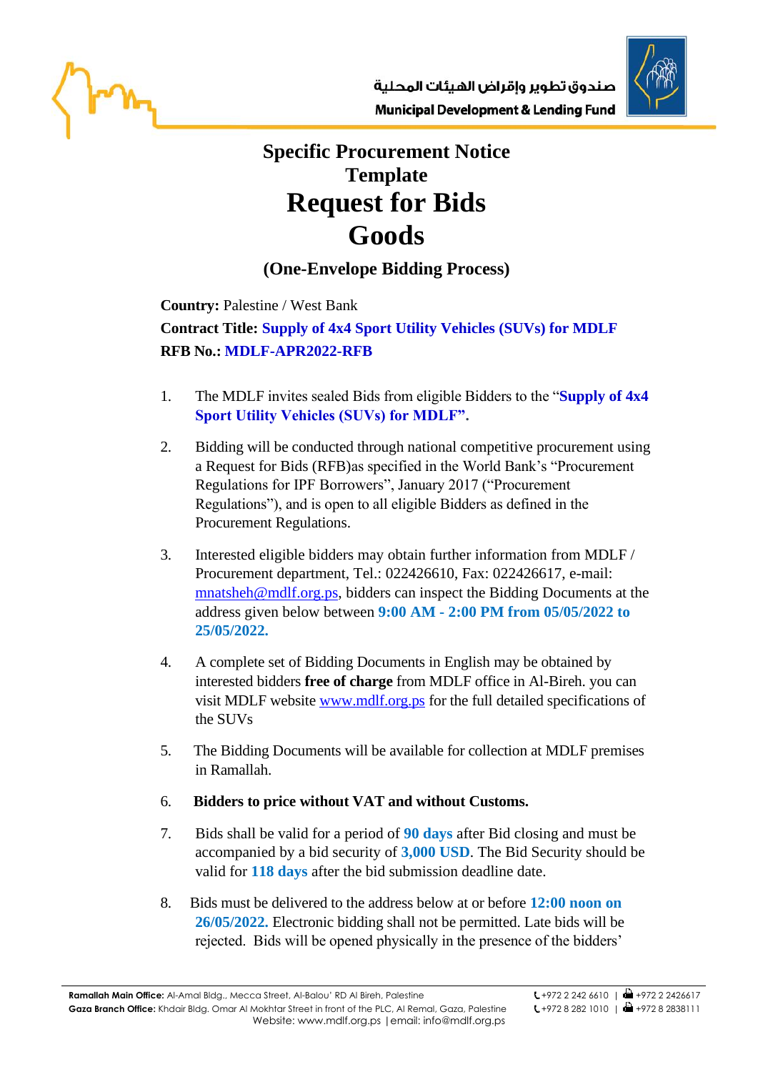صندوق تطوير وإقراض الهيئات المحلية
Municipal Development & Lending Fund

# Specific Procurement Notice Template

# Request for Bids Goods

## (One-Envelope Bidding Process)

**Country:** Palestine / West Bank

**Contract Title: Supply of 4x4 Sport Utility Vehicles (SUVs) for MDLF**

**RFB No.: MDLF-APR2022-RFB**

1. The MDLF invites sealed Bids from eligible Bidders to the "**Supply of 4x4 Sport Utility Vehicles (SUVs) for MDLF".**

2. Bidding will be conducted through national competitive procurement using a Request for Bids (RFB)as specified in the World Bank's "Procurement Regulations for IPF Borrowers", January 2017 ("Procurement Regulations"), and is open to all eligible Bidders as defined in the Procurement Regulations.

3. Interested eligible bidders may obtain further information from MDLF / Procurement department, Tel.: 022426610, Fax: 022426617, e-mail: mnatsheh@mdlf.org.ps, bidders can inspect the Bidding Documents at the address given below between **9:00 AM - 2:00 PM from 05/05/2022 to 25/05/2022.**

4. A complete set of Bidding Documents in English may be obtained by interested bidders **free of charge** from MDLF office in Al-Bireh. you can visit MDLF website www.mdlf.org.ps for the full detailed specifications of the SUVs

5. The Bidding Documents will be available for collection at MDLF premises in Ramallah.

6. **Bidders to price without VAT and without Customs.**

7. Bids shall be valid for a period of **90 days** after Bid closing and must be accompanied by a bid security of **3,000 USD**. The Bid Security should be valid for **118 days** after the bid submission deadline date.

8. Bids must be delivered to the address below at or before **12:00 noon on 26/05/2022.** Electronic bidding shall not be permitted. Late bids will be rejected. Bids will be opened physically in the presence of the bidders'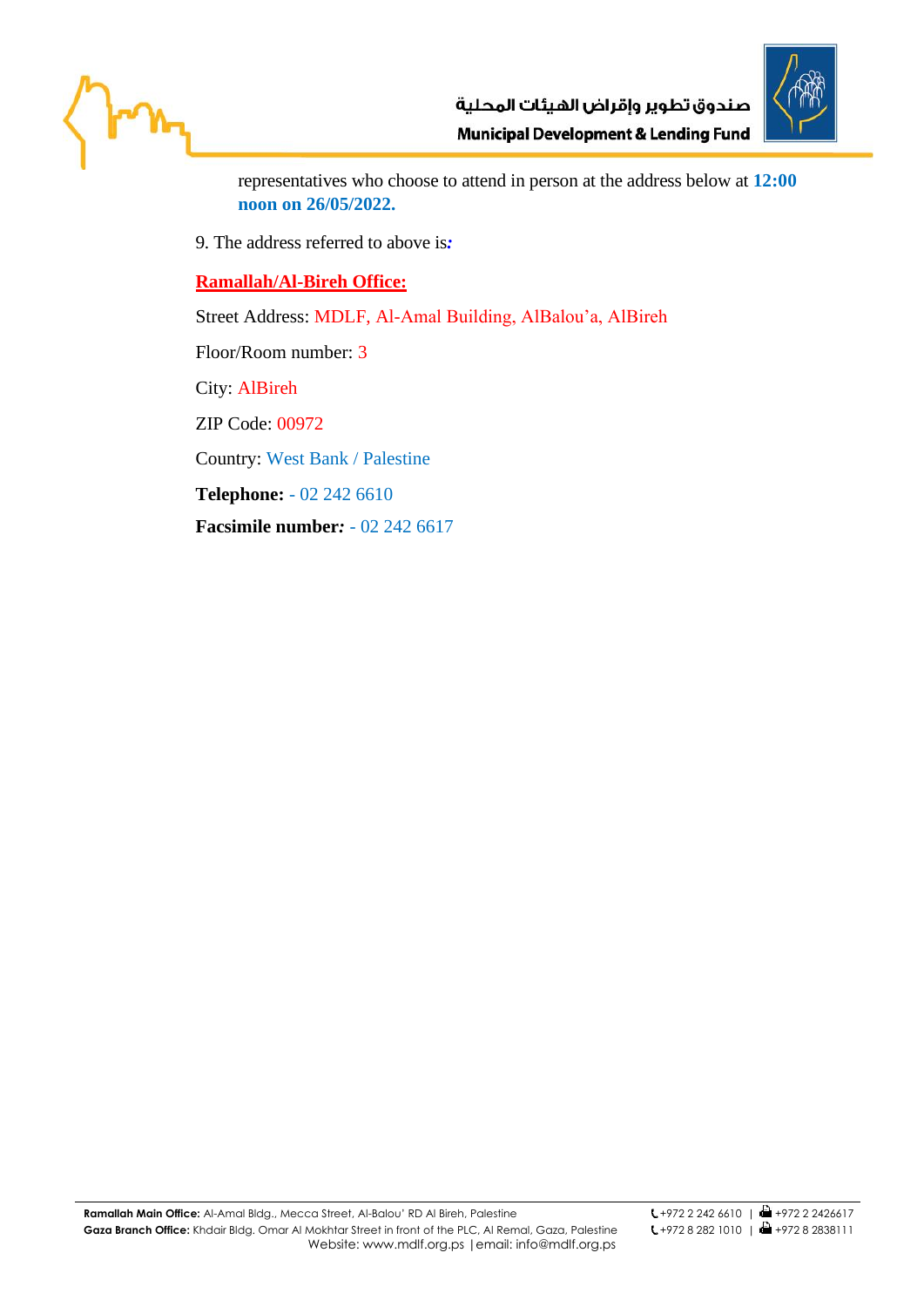representatives who choose to attend in person at the address below at **12:00 noon on 26/05/2022.**

9. The address referred to above is*:*

**Ramallah/Al-Bireh Office:**

Street Address: MDLF, Al-Amal Building, AlBalou'a, AlBireh

Floor/Room number: 3

City: AlBireh

ZIP Code: 00972

Country: West Bank / Palestine

**Telephone:** - 02 242 6610

**Facsimile number*:*** - 02 242 6617